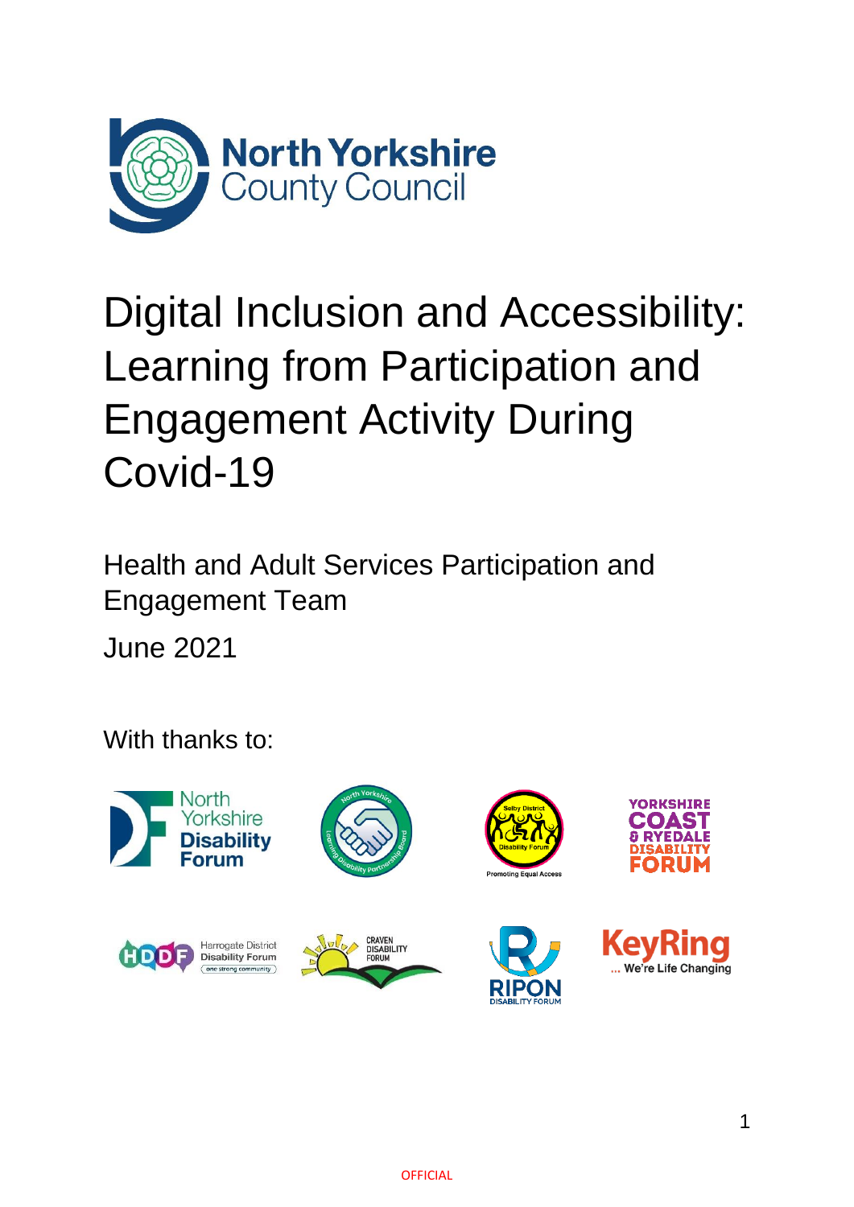North Yorkshire County Council

# Digital Inclusion and Accessibility: Learning from Participation and Engagement Activity During Covid-19

Health and Adult Services Participation and Engagement Team

June 2021

With thanks to:

North Yorkshire Disability Forum

North Yorkshire Learning Disability Partnership Board

Selby District Disability Forum – Promoting Equal Access

Yorkshire Coast & Ryedale Disability Forum

Harrogate District Disability Forum – one strong community

Craven Disability Forum

Ripon Disability Forum

KeyRing ... We're Life Changing

OFFICIAL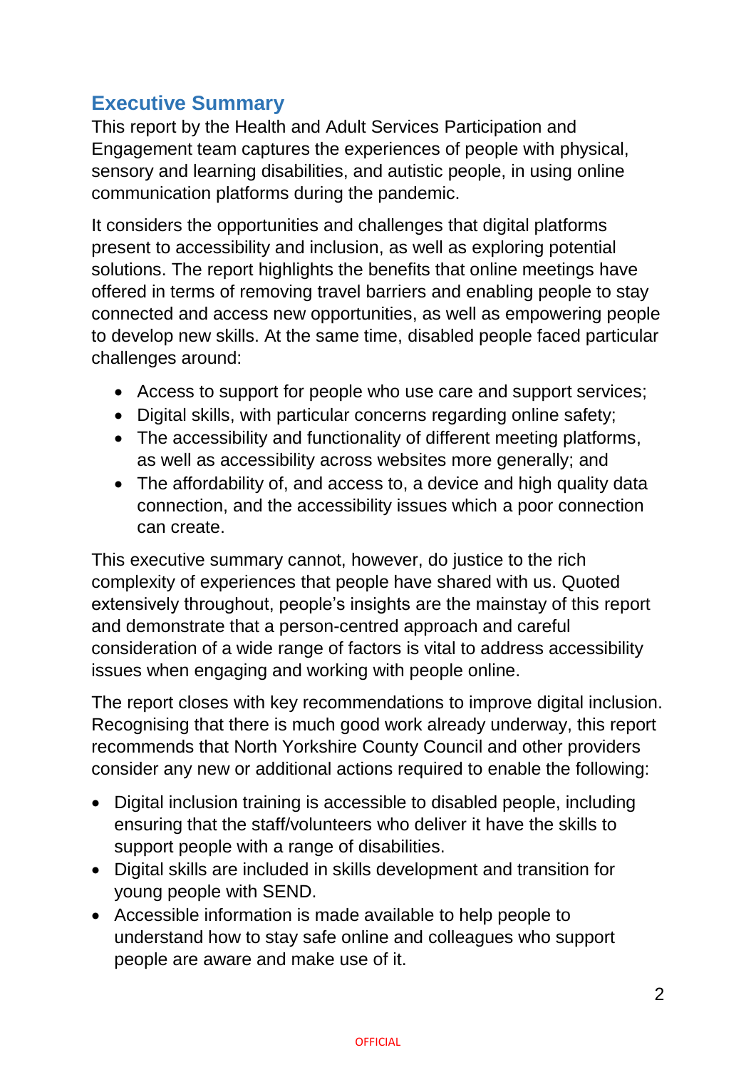## Executive Summary

This report by the Health and Adult Services Participation and Engagement team captures the experiences of people with physical, sensory and learning disabilities, and autistic people, in using online communication platforms during the pandemic.

It considers the opportunities and challenges that digital platforms present to accessibility and inclusion, as well as exploring potential solutions. The report highlights the benefits that online meetings have offered in terms of removing travel barriers and enabling people to stay connected and access new opportunities, as well as empowering people to develop new skills. At the same time, disabled people faced particular challenges around:

- Access to support for people who use care and support services;
- Digital skills, with particular concerns regarding online safety;
- The accessibility and functionality of different meeting platforms, as well as accessibility across websites more generally; and
- The affordability of, and access to, a device and high quality data connection, and the accessibility issues which a poor connection can create.

This executive summary cannot, however, do justice to the rich complexity of experiences that people have shared with us. Quoted extensively throughout, people's insights are the mainstay of this report and demonstrate that a person-centred approach and careful consideration of a wide range of factors is vital to address accessibility issues when engaging and working with people online.

The report closes with key recommendations to improve digital inclusion. Recognising that there is much good work already underway, this report recommends that North Yorkshire County Council and other providers consider any new or additional actions required to enable the following:

- Digital inclusion training is accessible to disabled people, including ensuring that the staff/volunteers who deliver it have the skills to support people with a range of disabilities.
- Digital skills are included in skills development and transition for young people with SEND.
- Accessible information is made available to help people to understand how to stay safe online and colleagues who support people are aware and make use of it.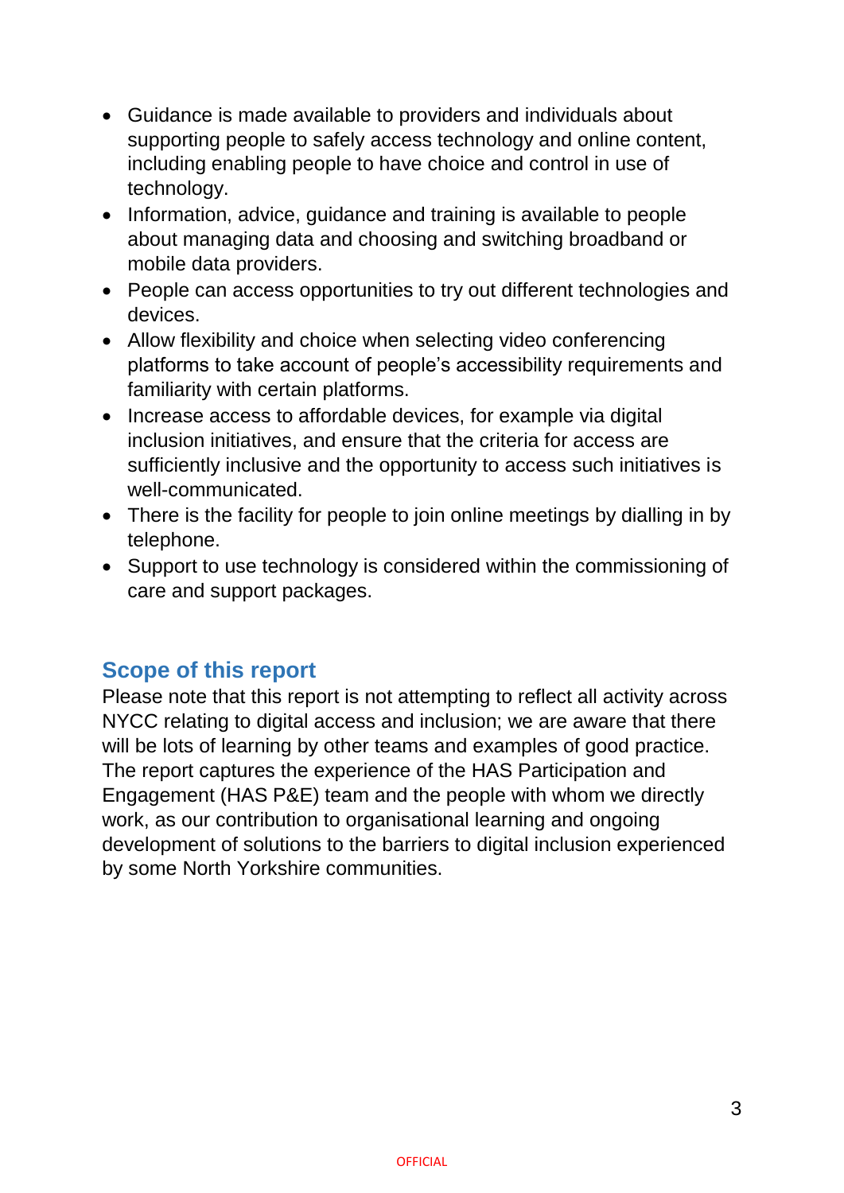- Guidance is made available to providers and individuals about supporting people to safely access technology and online content, including enabling people to have choice and control in use of technology.
- Information, advice, guidance and training is available to people about managing data and choosing and switching broadband or mobile data providers.
- People can access opportunities to try out different technologies and devices.
- Allow flexibility and choice when selecting video conferencing platforms to take account of people's accessibility requirements and familiarity with certain platforms.
- Increase access to affordable devices, for example via digital inclusion initiatives, and ensure that the criteria for access are sufficiently inclusive and the opportunity to access such initiatives is well-communicated.
- There is the facility for people to join online meetings by dialling in by telephone.
- Support to use technology is considered within the commissioning of care and support packages.

## Scope of this report

Please note that this report is not attempting to reflect all activity across NYCC relating to digital access and inclusion; we are aware that there will be lots of learning by other teams and examples of good practice. The report captures the experience of the HAS Participation and Engagement (HAS P&E) team and the people with whom we directly work, as our contribution to organisational learning and ongoing development of solutions to the barriers to digital inclusion experienced by some North Yorkshire communities.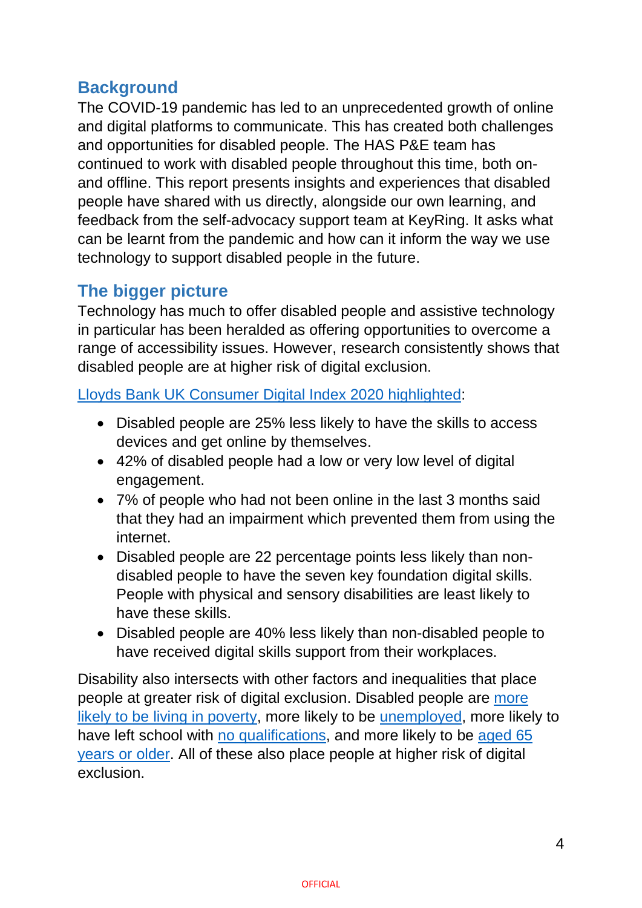## Background

The COVID-19 pandemic has led to an unprecedented growth of online and digital platforms to communicate. This has created both challenges and opportunities for disabled people. The HAS P&E team has continued to work with disabled people throughout this time, both on- and offline. This report presents insights and experiences that disabled people have shared with us directly, alongside our own learning, and feedback from the self-advocacy support team at KeyRing. It asks what can be learnt from the pandemic and how can it inform the way we use technology to support disabled people in the future.

## The bigger picture

Technology has much to offer disabled people and assistive technology in particular has been heralded as offering opportunities to overcome a range of accessibility issues. However, research consistently shows that disabled people are at higher risk of digital exclusion.

Lloyds Bank UK Consumer Digital Index 2020 highlighted:

- Disabled people are 25% less likely to have the skills to access devices and get online by themselves.
- 42% of disabled people had a low or very low level of digital engagement.
- 7% of people who had not been online in the last 3 months said that they had an impairment which prevented them from using the internet.
- Disabled people are 22 percentage points less likely than non-disabled people to have the seven key foundation digital skills. People with physical and sensory disabilities are least likely to have these skills.
- Disabled people are 40% less likely than non-disabled people to have received digital skills support from their workplaces.

Disability also intersects with other factors and inequalities that place people at greater risk of digital exclusion. Disabled people are more likely to be living in poverty, more likely to be unemployed, more likely to have left school with no qualifications, and more likely to be aged 65 years or older. All of these also place people at higher risk of digital exclusion.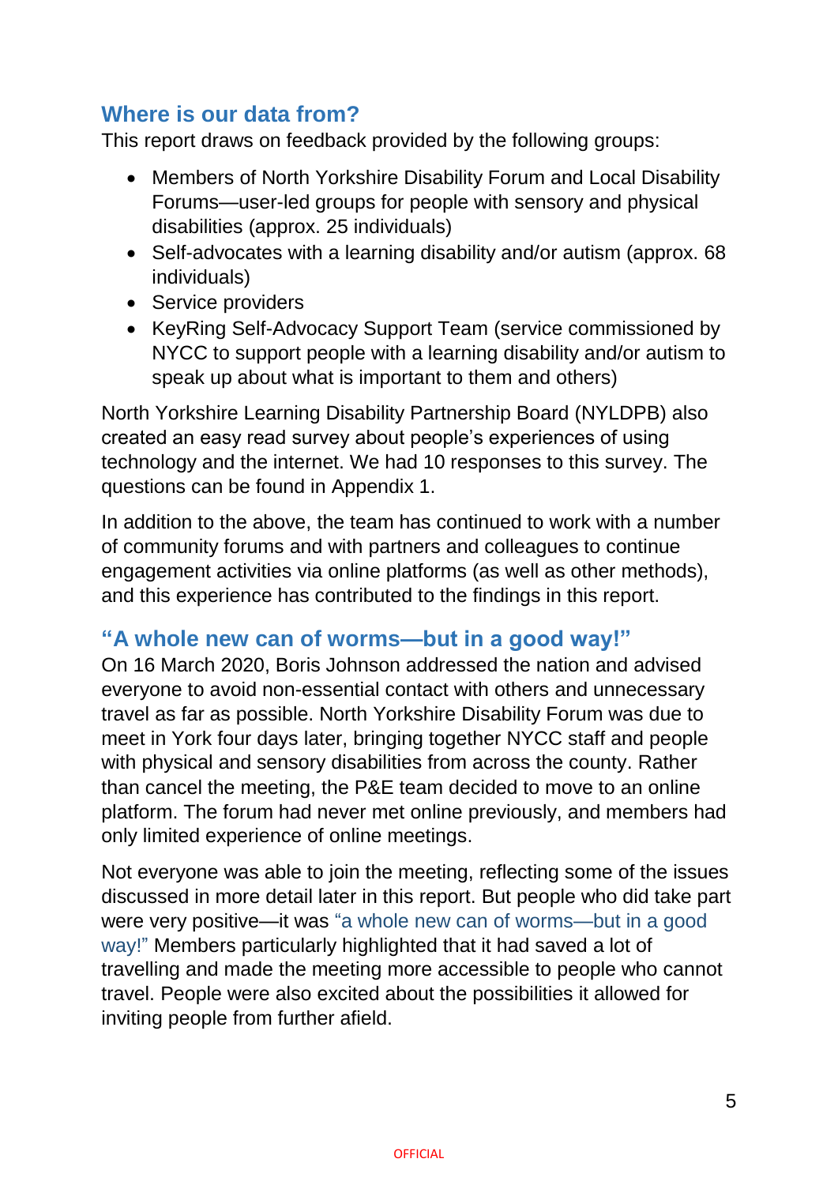## Where is our data from?

This report draws on feedback provided by the following groups:

- Members of North Yorkshire Disability Forum and Local Disability Forums—user-led groups for people with sensory and physical disabilities (approx. 25 individuals)
- Self-advocates with a learning disability and/or autism (approx. 68 individuals)
- Service providers
- KeyRing Self-Advocacy Support Team (service commissioned by NYCC to support people with a learning disability and/or autism to speak up about what is important to them and others)

North Yorkshire Learning Disability Partnership Board (NYLDPB) also created an easy read survey about people's experiences of using technology and the internet. We had 10 responses to this survey. The questions can be found in Appendix 1.

In addition to the above, the team has continued to work with a number of community forums and with partners and colleagues to continue engagement activities via online platforms (as well as other methods), and this experience has contributed to the findings in this report.

## "A whole new can of worms—but in a good way!"

On 16 March 2020, Boris Johnson addressed the nation and advised everyone to avoid non-essential contact with others and unnecessary travel as far as possible. North Yorkshire Disability Forum was due to meet in York four days later, bringing together NYCC staff and people with physical and sensory disabilities from across the county. Rather than cancel the meeting, the P&E team decided to move to an online platform. The forum had never met online previously, and members had only limited experience of online meetings.

Not everyone was able to join the meeting, reflecting some of the issues discussed in more detail later in this report. But people who did take part were very positive—it was "a whole new can of worms—but in a good way!" Members particularly highlighted that it had saved a lot of travelling and made the meeting more accessible to people who cannot travel. People were also excited about the possibilities it allowed for inviting people from further afield.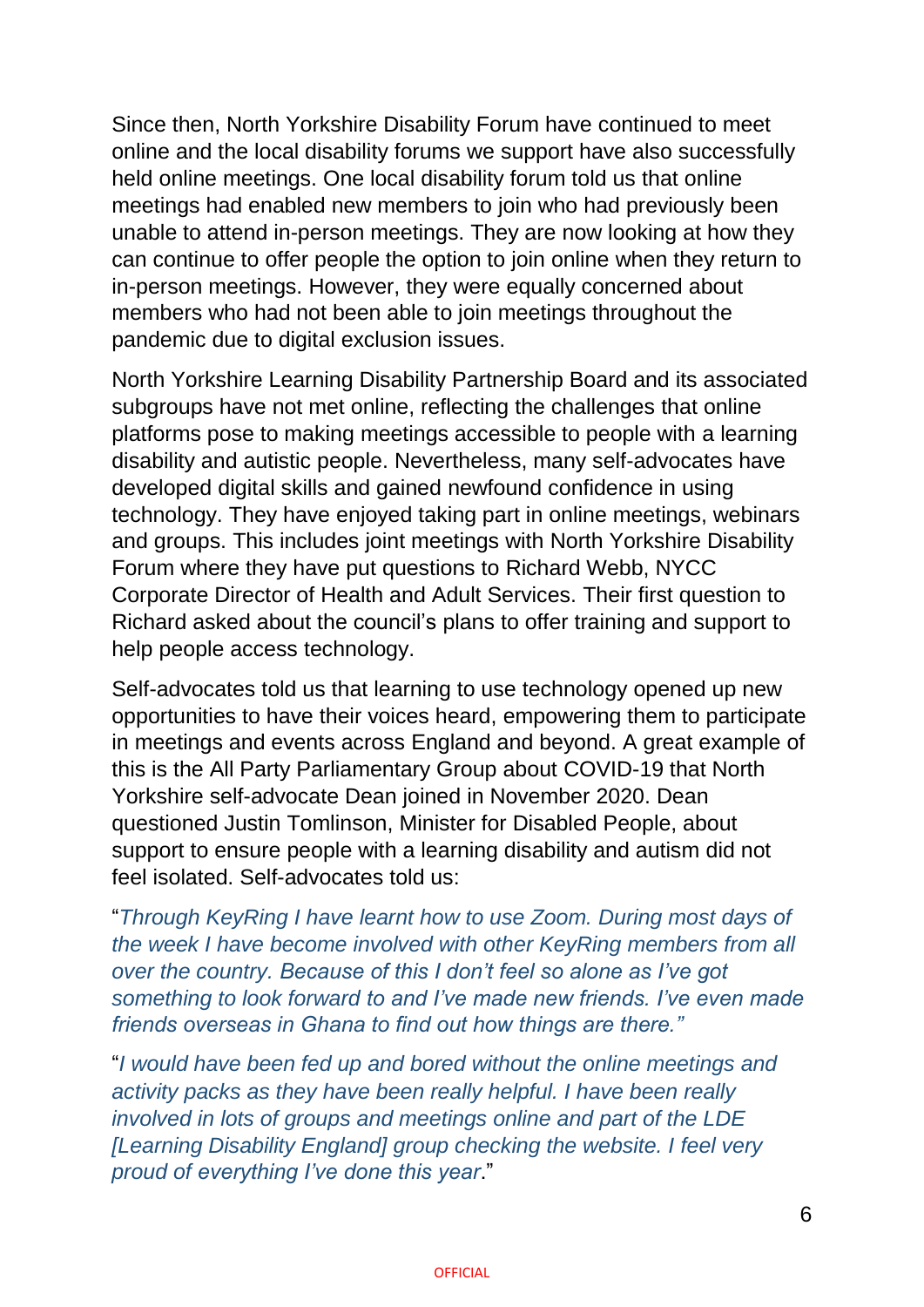Since then, North Yorkshire Disability Forum have continued to meet online and the local disability forums we support have also successfully held online meetings. One local disability forum told us that online meetings had enabled new members to join who had previously been unable to attend in-person meetings. They are now looking at how they can continue to offer people the option to join online when they return to in-person meetings. However, they were equally concerned about members who had not been able to join meetings throughout the pandemic due to digital exclusion issues.

North Yorkshire Learning Disability Partnership Board and its associated subgroups have not met online, reflecting the challenges that online platforms pose to making meetings accessible to people with a learning disability and autistic people. Nevertheless, many self-advocates have developed digital skills and gained newfound confidence in using technology. They have enjoyed taking part in online meetings, webinars and groups. This includes joint meetings with North Yorkshire Disability Forum where they have put questions to Richard Webb, NYCC Corporate Director of Health and Adult Services. Their first question to Richard asked about the council's plans to offer training and support to help people access technology.

Self-advocates told us that learning to use technology opened up new opportunities to have their voices heard, empowering them to participate in meetings and events across England and beyond. A great example of this is the All Party Parliamentary Group about COVID-19 that North Yorkshire self-advocate Dean joined in November 2020. Dean questioned Justin Tomlinson, Minister for Disabled People, about support to ensure people with a learning disability and autism did not feel isolated. Self-advocates told us:

"*Through KeyRing I have learnt how to use Zoom. During most days of the week I have become involved with other KeyRing members from all over the country. Because of this I don't feel so alone as I've got something to look forward to and I've made new friends. I've even made friends overseas in Ghana to find out how things are there.*"

"*I would have been fed up and bored without the online meetings and activity packs as they have been really helpful. I have been really involved in lots of groups and meetings online and part of the LDE [Learning Disability England] group checking the website. I feel very proud of everything I've done this year*."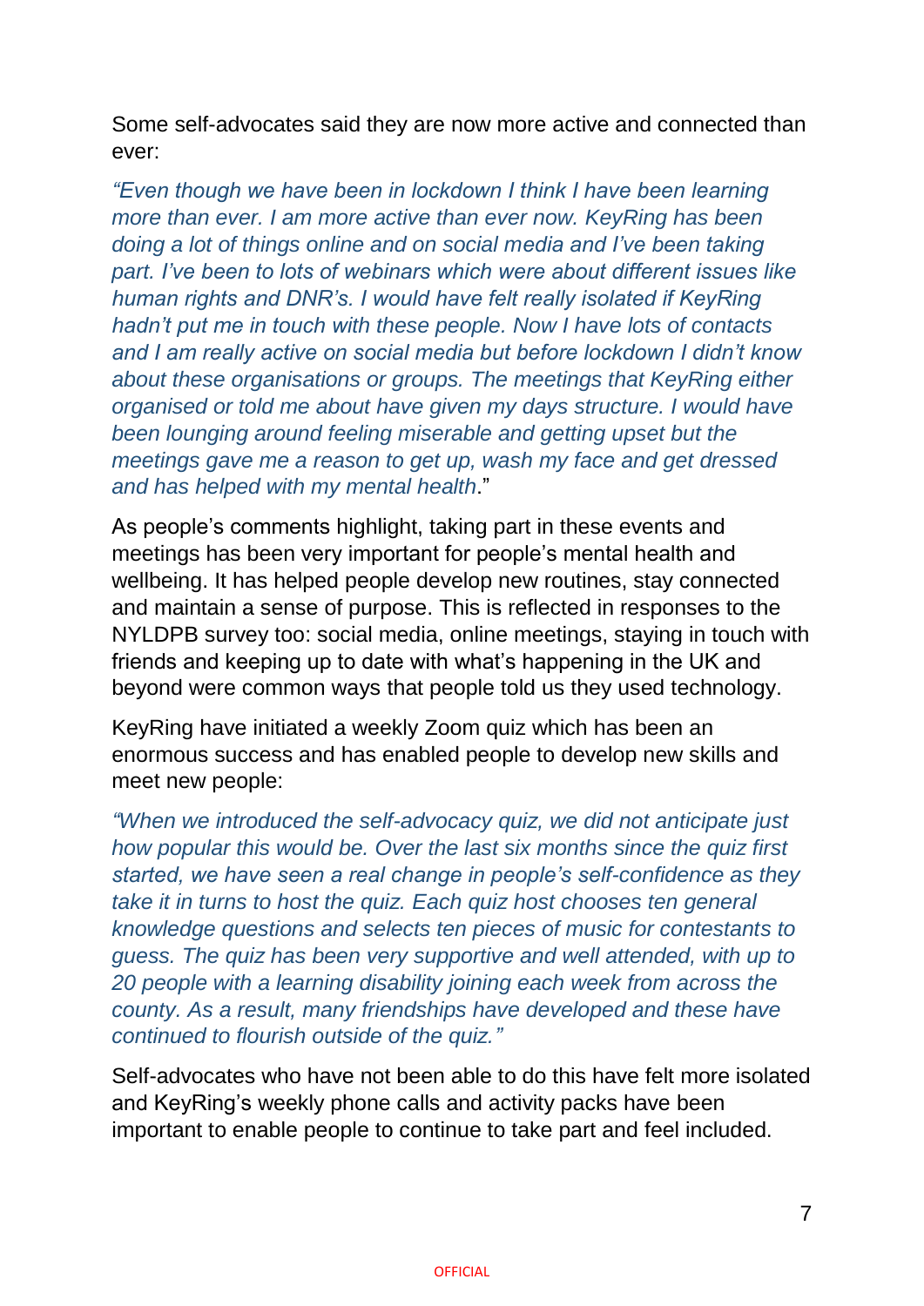Some self-advocates said they are now more active and connected than ever:

*"Even though we have been in lockdown I think I have been learning more than ever. I am more active than ever now. KeyRing has been doing a lot of things online and on social media and I've been taking part. I've been to lots of webinars which were about different issues like human rights and DNR's. I would have felt really isolated if KeyRing hadn't put me in touch with these people. Now I have lots of contacts and I am really active on social media but before lockdown I didn't know about these organisations or groups. The meetings that KeyRing either organised or told me about have given my days structure. I would have been lounging around feeling miserable and getting upset but the meetings gave me a reason to get up, wash my face and get dressed and has helped with my mental health*."

As people's comments highlight, taking part in these events and meetings has been very important for people's mental health and wellbeing. It has helped people develop new routines, stay connected and maintain a sense of purpose. This is reflected in responses to the NYLDPB survey too: social media, online meetings, staying in touch with friends and keeping up to date with what's happening in the UK and beyond were common ways that people told us they used technology.

KeyRing have initiated a weekly Zoom quiz which has been an enormous success and has enabled people to develop new skills and meet new people:

*"When we introduced the self-advocacy quiz, we did not anticipate just how popular this would be. Over the last six months since the quiz first started, we have seen a real change in people's self-confidence as they take it in turns to host the quiz. Each quiz host chooses ten general knowledge questions and selects ten pieces of music for contestants to guess. The quiz has been very supportive and well attended, with up to 20 people with a learning disability joining each week from across the county. As a result, many friendships have developed and these have continued to flourish outside of the quiz."*

Self-advocates who have not been able to do this have felt more isolated and KeyRing's weekly phone calls and activity packs have been important to enable people to continue to take part and feel included.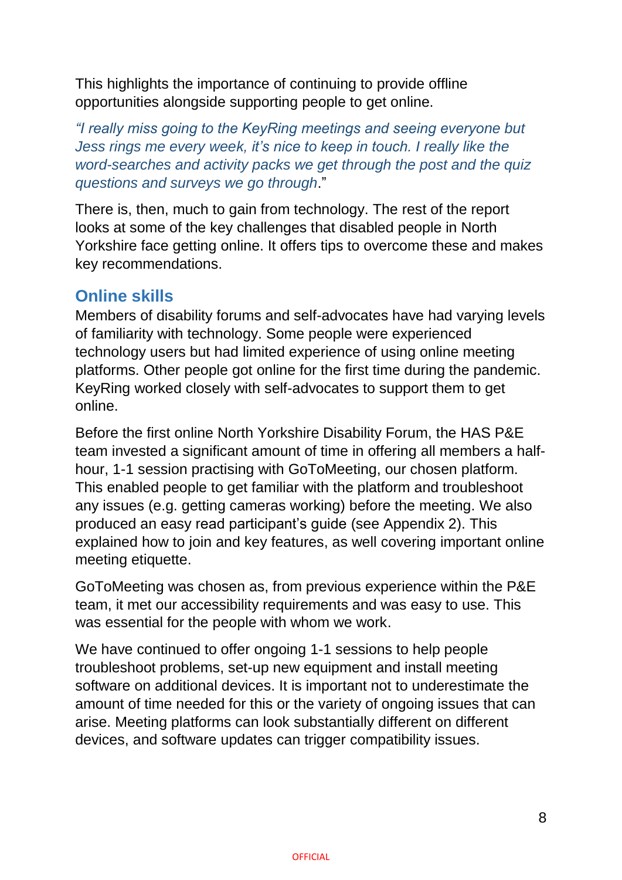This highlights the importance of continuing to provide offline opportunities alongside supporting people to get online.

*"I really miss going to the KeyRing meetings and seeing everyone but Jess rings me every week, it's nice to keep in touch. I really like the word-searches and activity packs we get through the post and the quiz questions and surveys we go through*."

There is, then, much to gain from technology. The rest of the report looks at some of the key challenges that disabled people in North Yorkshire face getting online. It offers tips to overcome these and makes key recommendations.

## Online skills

Members of disability forums and self-advocates have had varying levels of familiarity with technology. Some people were experienced technology users but had limited experience of using online meeting platforms. Other people got online for the first time during the pandemic. KeyRing worked closely with self-advocates to support them to get online.

Before the first online North Yorkshire Disability Forum, the HAS P&E team invested a significant amount of time in offering all members a half-hour, 1-1 session practising with GoToMeeting, our chosen platform. This enabled people to get familiar with the platform and troubleshoot any issues (e.g. getting cameras working) before the meeting. We also produced an easy read participant's guide (see Appendix 2). This explained how to join and key features, as well covering important online meeting etiquette.

GoToMeeting was chosen as, from previous experience within the P&E team, it met our accessibility requirements and was easy to use. This was essential for the people with whom we work.

We have continued to offer ongoing 1-1 sessions to help people troubleshoot problems, set-up new equipment and install meeting software on additional devices. It is important not to underestimate the amount of time needed for this or the variety of ongoing issues that can arise. Meeting platforms can look substantially different on different devices, and software updates can trigger compatibility issues.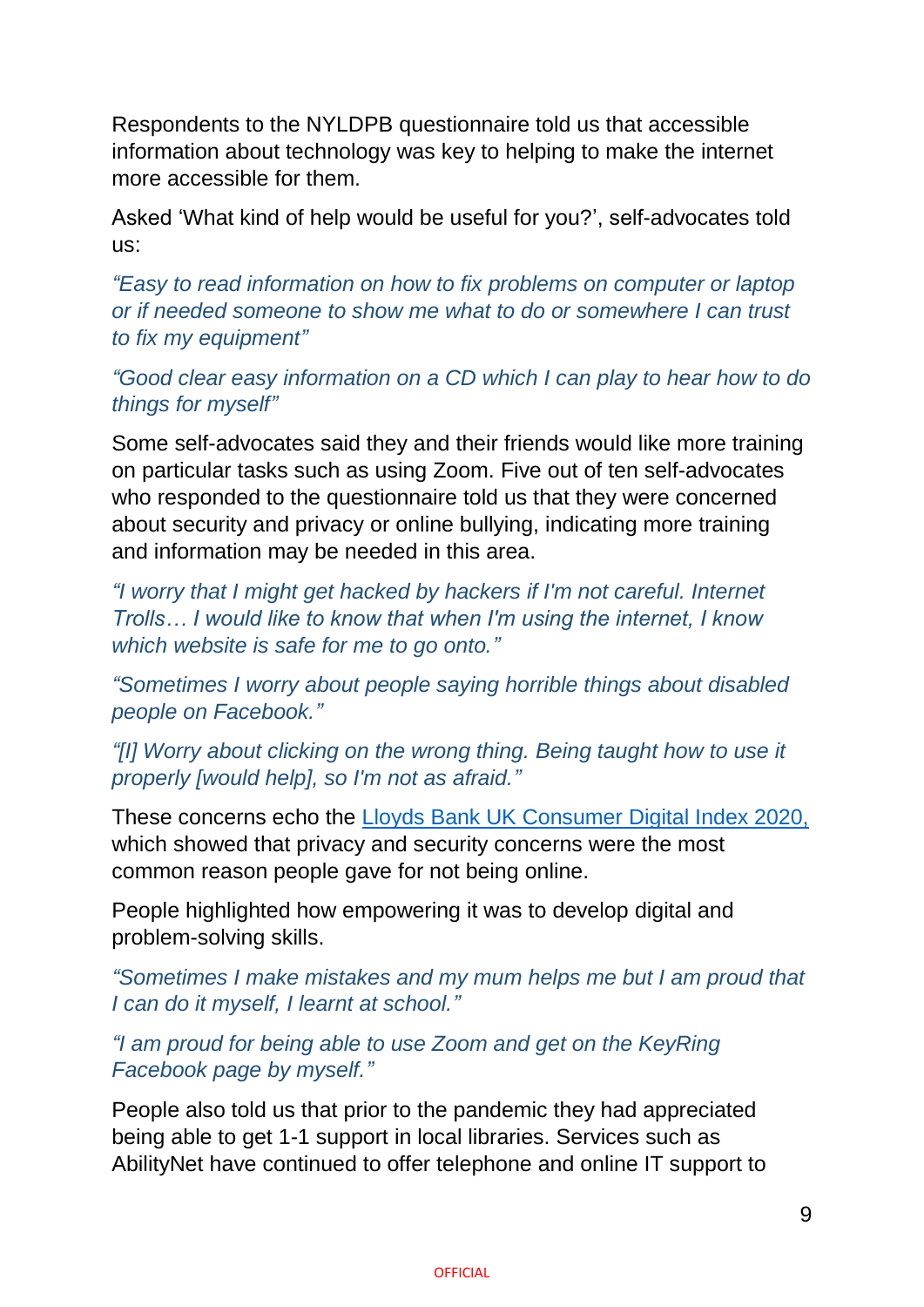Respondents to the NYLDPB questionnaire told us that accessible information about technology was key to helping to make the internet more accessible for them.

Asked 'What kind of help would be useful for you?', self-advocates told us:

*"Easy to read information on how to fix problems on computer or laptop or if needed someone to show me what to do or somewhere I can trust to fix my equipment"*

*"Good clear easy information on a CD which I can play to hear how to do things for myself"*

Some self-advocates said they and their friends would like more training on particular tasks such as using Zoom. Five out of ten self-advocates who responded to the questionnaire told us that they were concerned about security and privacy or online bullying, indicating more training and information may be needed in this area.

*"I worry that I might get hacked by hackers if I'm not careful. Internet Trolls… I would like to know that when I'm using the internet, I know which website is safe for me to go onto."*

*"Sometimes I worry about people saying horrible things about disabled people on Facebook."*

*"[I] Worry about clicking on the wrong thing. Being taught how to use it properly [would help], so I'm not as afraid."*

These concerns echo the [Lloyds Bank UK Consumer Digital Index 2020,]() which showed that privacy and security concerns were the most common reason people gave for not being online.

People highlighted how empowering it was to develop digital and problem-solving skills.

*"Sometimes I make mistakes and my mum helps me but I am proud that I can do it myself, I learnt at school."*

*"I am proud for being able to use Zoom and get on the KeyRing Facebook page by myself."*

People also told us that prior to the pandemic they had appreciated being able to get 1-1 support in local libraries. Services such as AbilityNet have continued to offer telephone and online IT support to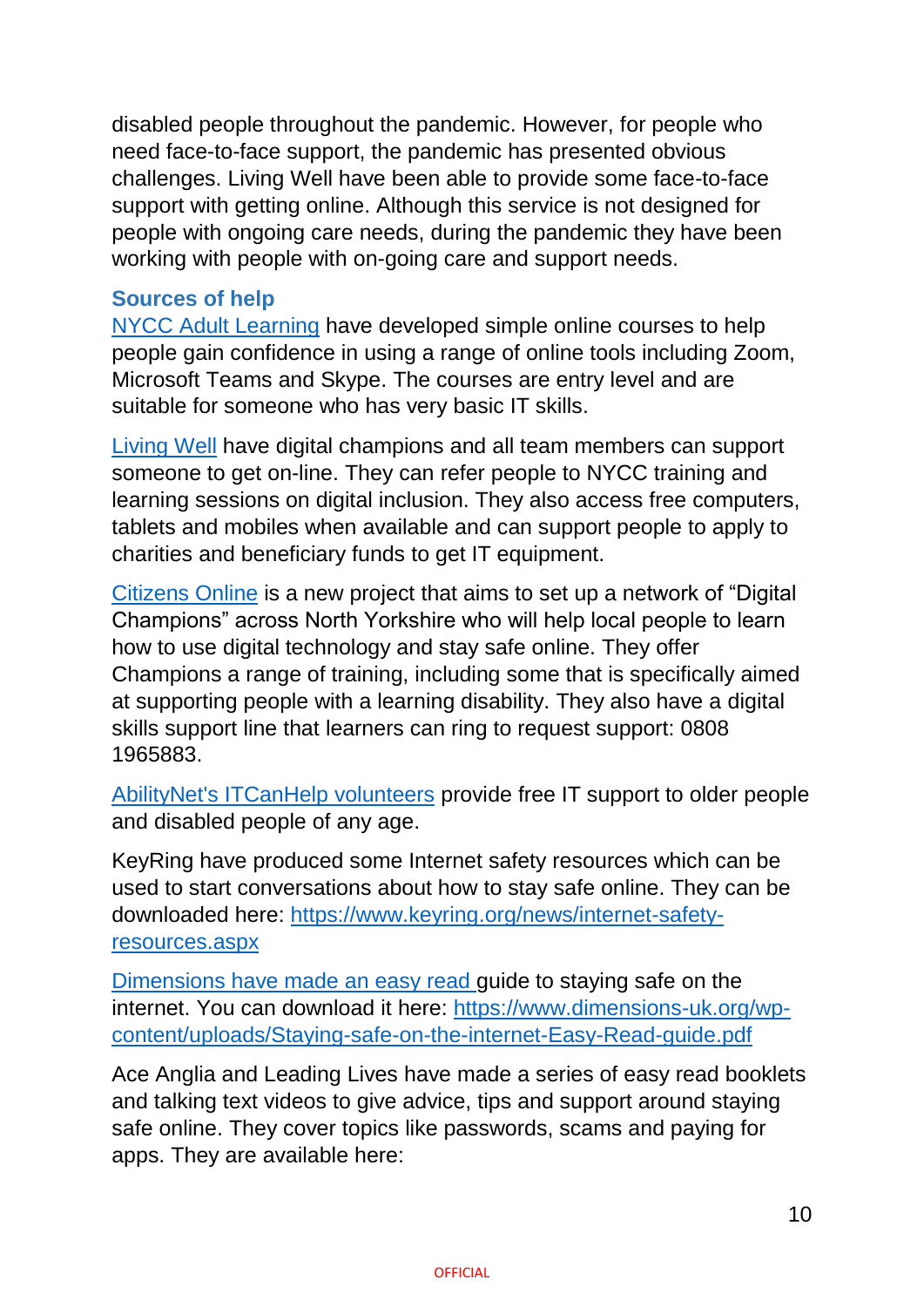disabled people throughout the pandemic. However, for people who need face-to-face support, the pandemic has presented obvious challenges. Living Well have been able to provide some face-to-face support with getting online. Although this service is not designed for people with ongoing care needs, during the pandemic they have been working with people with on-going care and support needs.

### Sources of help

NYCC Adult Learning have developed simple online courses to help people gain confidence in using a range of online tools including Zoom, Microsoft Teams and Skype. The courses are entry level and are suitable for someone who has very basic IT skills.

Living Well have digital champions and all team members can support someone to get on-line. They can refer people to NYCC training and learning sessions on digital inclusion. They also access free computers, tablets and mobiles when available and can support people to apply to charities and beneficiary funds to get IT equipment.

Citizens Online is a new project that aims to set up a network of "Digital Champions" across North Yorkshire who will help local people to learn how to use digital technology and stay safe online. They offer Champions a range of training, including some that is specifically aimed at supporting people with a learning disability. They also have a digital skills support line that learners can ring to request support: 0808 1965883.

AbilityNet's ITCanHelp volunteers provide free IT support to older people and disabled people of any age.

KeyRing have produced some Internet safety resources which can be used to start conversations about how to stay safe online. They can be downloaded here: https://www.keyring.org/news/internet-safety-resources.aspx

Dimensions have made an easy read guide to staying safe on the internet. You can download it here: https://www.dimensions-uk.org/wp-content/uploads/Staying-safe-on-the-internet-Easy-Read-guide.pdf

Ace Anglia and Leading Lives have made a series of easy read booklets and talking text videos to give advice, tips and support around staying safe online. They cover topics like passwords, scams and paying for apps. They are available here: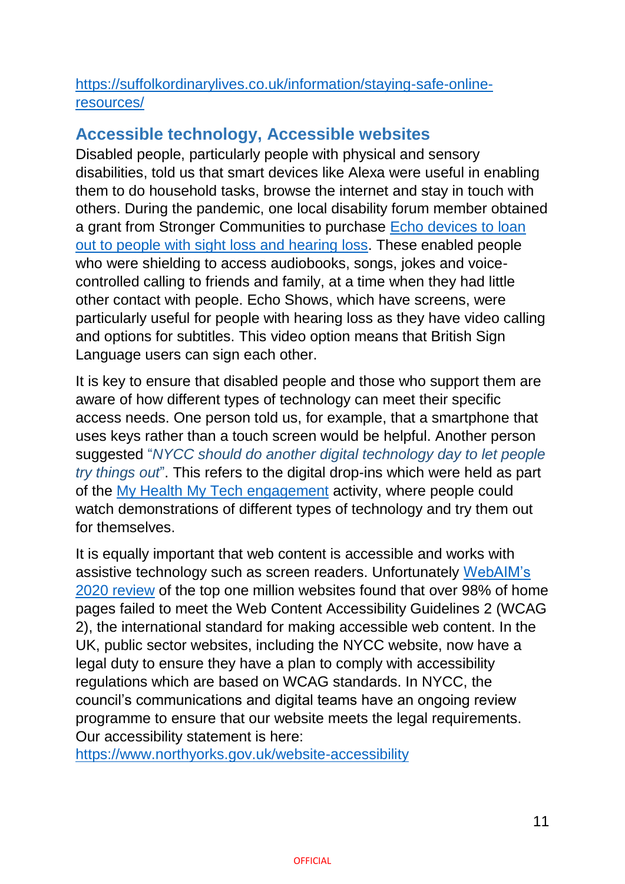https://suffolkordinarylives.co.uk/information/staying-safe-online-resources/

## Accessible technology, Accessible websites

Disabled people, particularly people with physical and sensory disabilities, told us that smart devices like Alexa were useful in enabling them to do household tasks, browse the internet and stay in touch with others. During the pandemic, one local disability forum member obtained a grant from Stronger Communities to purchase Echo devices to loan out to people with sight loss and hearing loss. These enabled people who were shielding to access audiobooks, songs, jokes and voice-controlled calling to friends and family, at a time when they had little other contact with people. Echo Shows, which have screens, were particularly useful for people with hearing loss as they have video calling and options for subtitles. This video option means that British Sign Language users can sign each other.

It is key to ensure that disabled people and those who support them are aware of how different types of technology can meet their specific access needs. One person told us, for example, that a smartphone that uses keys rather than a touch screen would be helpful. Another person suggested "*NYCC should do another digital technology day to let people try things out*". This refers to the digital drop-ins which were held as part of the My Health My Tech engagement activity, where people could watch demonstrations of different types of technology and try them out for themselves.

It is equally important that web content is accessible and works with assistive technology such as screen readers. Unfortunately WebAIM's 2020 review of the top one million websites found that over 98% of home pages failed to meet the Web Content Accessibility Guidelines 2 (WCAG 2), the international standard for making accessible web content. In the UK, public sector websites, including the NYCC website, now have a legal duty to ensure they have a plan to comply with accessibility regulations which are based on WCAG standards. In NYCC, the council's communications and digital teams have an ongoing review programme to ensure that our website meets the legal requirements. Our accessibility statement is here: https://www.northyorks.gov.uk/website-accessibility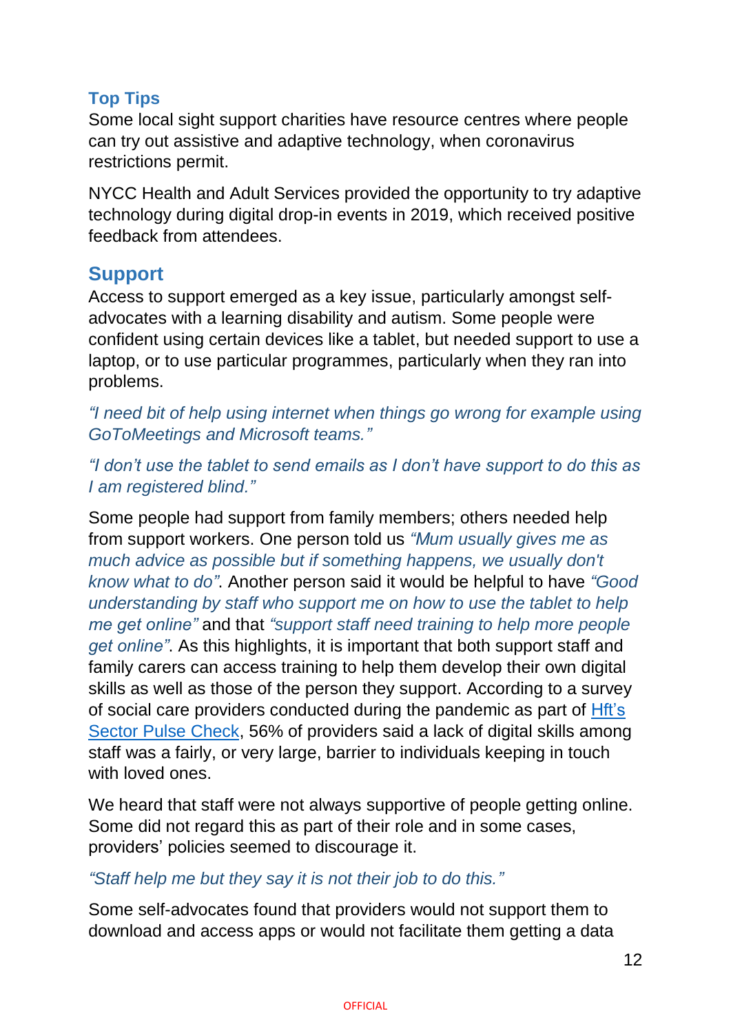### Top Tips

Some local sight support charities have resource centres where people can try out assistive and adaptive technology, when coronavirus restrictions permit.

NYCC Health and Adult Services provided the opportunity to try adaptive technology during digital drop-in events in 2019, which received positive feedback from attendees.

## Support

Access to support emerged as a key issue, particularly amongst self-advocates with a learning disability and autism. Some people were confident using certain devices like a tablet, but needed support to use a laptop, or to use particular programmes, particularly when they ran into problems.

*"I need bit of help using internet when things go wrong for example using GoToMeetings and Microsoft teams."*

*"I don't use the tablet to send emails as I don't have support to do this as I am registered blind."*

Some people had support from family members; others needed help from support workers. One person told us *"Mum usually gives me as much advice as possible but if something happens, we usually don't know what to do"*. Another person said it would be helpful to have *"Good understanding by staff who support me on how to use the tablet to help me get online"* and that *"support staff need training to help more people get online"*. As this highlights, it is important that both support staff and family carers can access training to help them develop their own digital skills as well as those of the person they support. According to a survey of social care providers conducted during the pandemic as part of Hft's Sector Pulse Check, 56% of providers said a lack of digital skills among staff was a fairly, or very large, barrier to individuals keeping in touch with loved ones.

We heard that staff were not always supportive of people getting online. Some did not regard this as part of their role and in some cases, providers' policies seemed to discourage it.

*"Staff help me but they say it is not their job to do this."*

Some self-advocates found that providers would not support them to download and access apps or would not facilitate them getting a data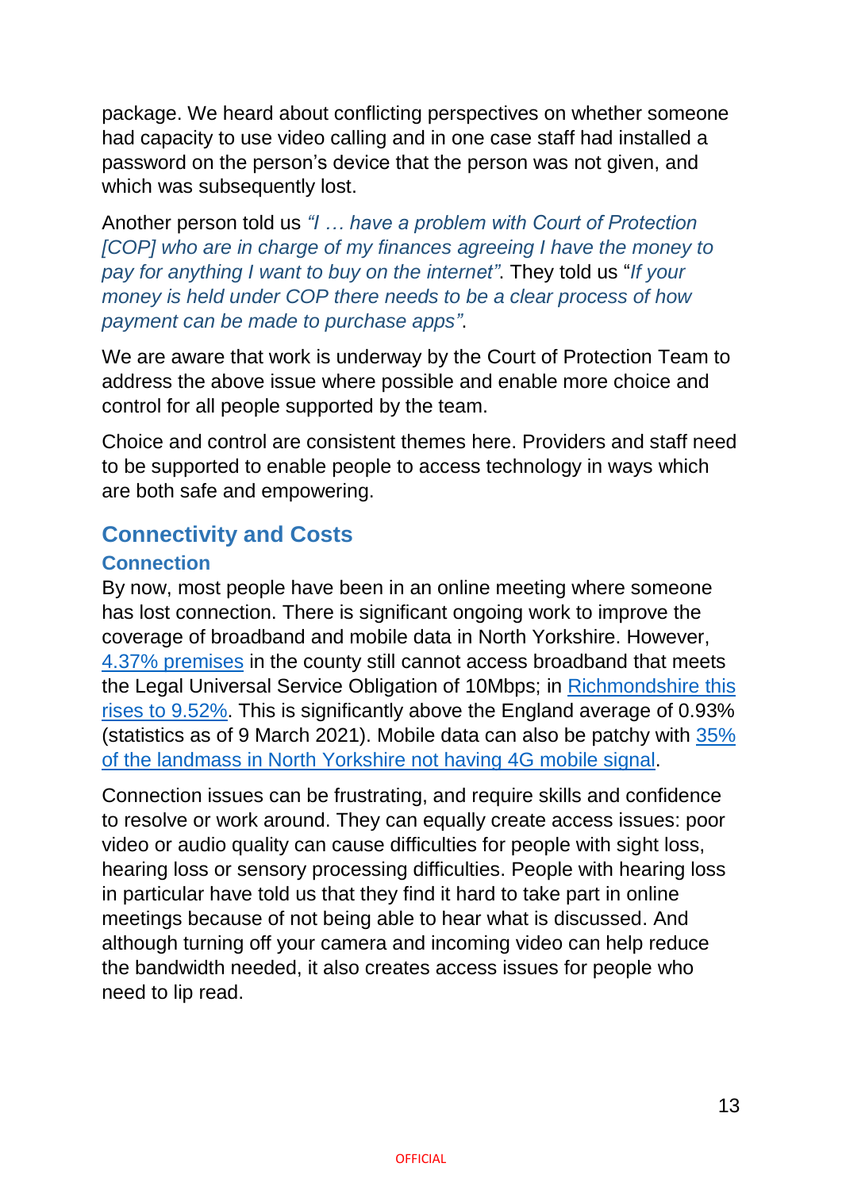package. We heard about conflicting perspectives on whether someone had capacity to use video calling and in one case staff had installed a password on the person's device that the person was not given, and which was subsequently lost.

Another person told us *"I … have a problem with Court of Protection [COP] who are in charge of my finances agreeing I have the money to pay for anything I want to buy on the internet"*. They told us "*If your money is held under COP there needs to be a clear process of how payment can be made to purchase apps"*.

We are aware that work is underway by the Court of Protection Team to address the above issue where possible and enable more choice and control for all people supported by the team.

Choice and control are consistent themes here. Providers and staff need to be supported to enable people to access technology in ways which are both safe and empowering.

## Connectivity and Costs

### Connection

By now, most people have been in an online meeting where someone has lost connection. There is significant ongoing work to improve the coverage of broadband and mobile data in North Yorkshire. However, 4.37% premises in the county still cannot access broadband that meets the Legal Universal Service Obligation of 10Mbps; in Richmondshire this rises to 9.52%. This is significantly above the England average of 0.93% (statistics as of 9 March 2021). Mobile data can also be patchy with 35% of the landmass in North Yorkshire not having 4G mobile signal.

Connection issues can be frustrating, and require skills and confidence to resolve or work around. They can equally create access issues: poor video or audio quality can cause difficulties for people with sight loss, hearing loss or sensory processing difficulties. People with hearing loss in particular have told us that they find it hard to take part in online meetings because of not being able to hear what is discussed. And although turning off your camera and incoming video can help reduce the bandwidth needed, it also creates access issues for people who need to lip read.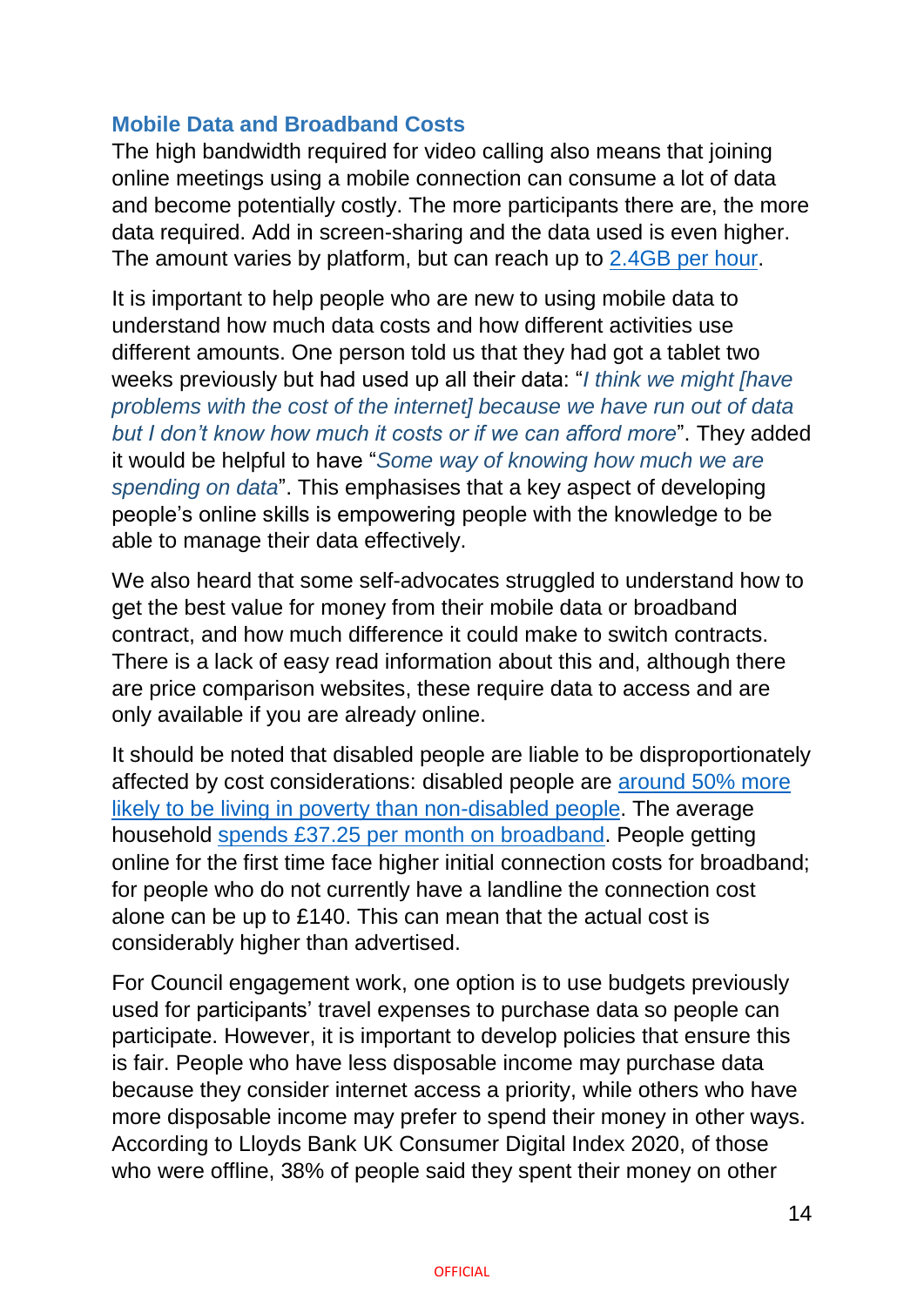### Mobile Data and Broadband Costs

The high bandwidth required for video calling also means that joining online meetings using a mobile connection can consume a lot of data and become potentially costly. The more participants there are, the more data required. Add in screen-sharing and the data used is even higher. The amount varies by platform, but can reach up to 2.4GB per hour.

It is important to help people who are new to using mobile data to understand how much data costs and how different activities use different amounts. One person told us that they had got a tablet two weeks previously but had used up all their data: "*I think we might [have problems with the cost of the internet] because we have run out of data but I don't know how much it costs or if we can afford more*". They added it would be helpful to have "*Some way of knowing how much we are spending on data*". This emphasises that a key aspect of developing people's online skills is empowering people with the knowledge to be able to manage their data effectively.

We also heard that some self-advocates struggled to understand how to get the best value for money from their mobile data or broadband contract, and how much difference it could make to switch contracts. There is a lack of easy read information about this and, although there are price comparison websites, these require data to access and are only available if you are already online.

It should be noted that disabled people are liable to be disproportionately affected by cost considerations: disabled people are around 50% more likely to be living in poverty than non-disabled people. The average household spends £37.25 per month on broadband. People getting online for the first time face higher initial connection costs for broadband; for people who do not currently have a landline the connection cost alone can be up to £140. This can mean that the actual cost is considerably higher than advertised.

For Council engagement work, one option is to use budgets previously used for participants' travel expenses to purchase data so people can participate. However, it is important to develop policies that ensure this is fair. People who have less disposable income may purchase data because they consider internet access a priority, while others who have more disposable income may prefer to spend their money in other ways. According to Lloyds Bank UK Consumer Digital Index 2020, of those who were offline, 38% of people said they spent their money on other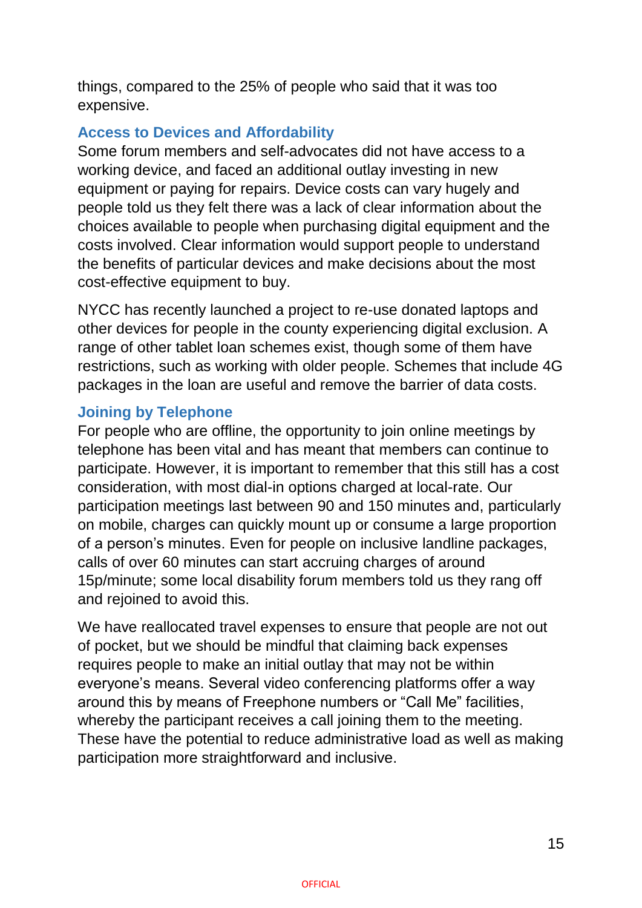things, compared to the 25% of people who said that it was too expensive.

### Access to Devices and Affordability

Some forum members and self-advocates did not have access to a working device, and faced an additional outlay investing in new equipment or paying for repairs. Device costs can vary hugely and people told us they felt there was a lack of clear information about the choices available to people when purchasing digital equipment and the costs involved. Clear information would support people to understand the benefits of particular devices and make decisions about the most cost-effective equipment to buy.

NYCC has recently launched a project to re-use donated laptops and other devices for people in the county experiencing digital exclusion. A range of other tablet loan schemes exist, though some of them have restrictions, such as working with older people. Schemes that include 4G packages in the loan are useful and remove the barrier of data costs.

### Joining by Telephone

For people who are offline, the opportunity to join online meetings by telephone has been vital and has meant that members can continue to participate. However, it is important to remember that this still has a cost consideration, with most dial-in options charged at local-rate. Our participation meetings last between 90 and 150 minutes and, particularly on mobile, charges can quickly mount up or consume a large proportion of a person's minutes. Even for people on inclusive landline packages, calls of over 60 minutes can start accruing charges of around 15p/minute; some local disability forum members told us they rang off and rejoined to avoid this.

We have reallocated travel expenses to ensure that people are not out of pocket, but we should be mindful that claiming back expenses requires people to make an initial outlay that may not be within everyone's means. Several video conferencing platforms offer a way around this by means of Freephone numbers or "Call Me" facilities, whereby the participant receives a call joining them to the meeting. These have the potential to reduce administrative load as well as making participation more straightforward and inclusive.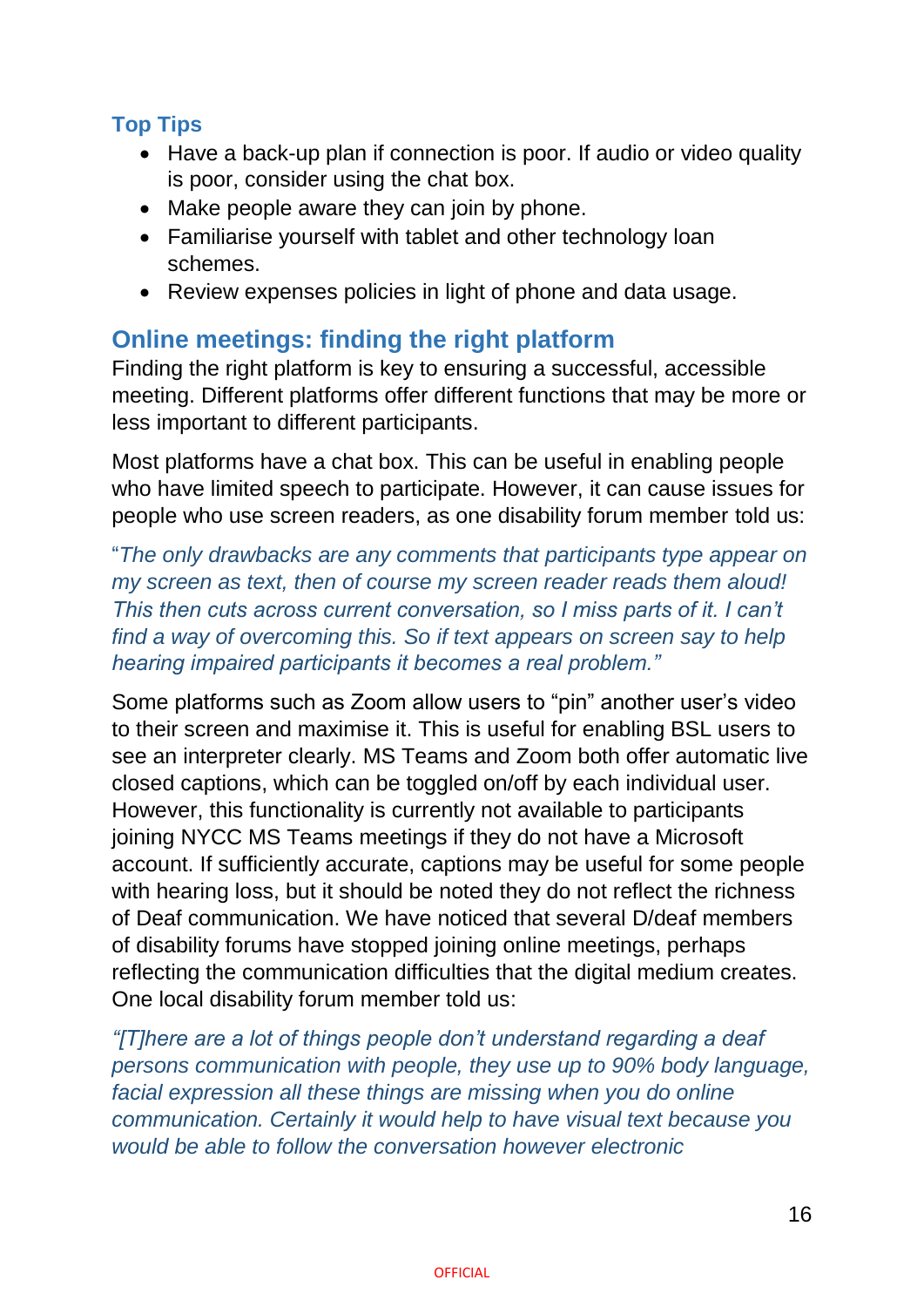### Top Tips

- Have a back-up plan if connection is poor. If audio or video quality is poor, consider using the chat box.
- Make people aware they can join by phone.
- Familiarise yourself with tablet and other technology loan schemes.
- Review expenses policies in light of phone and data usage.

## Online meetings: finding the right platform

Finding the right platform is key to ensuring a successful, accessible meeting. Different platforms offer different functions that may be more or less important to different participants.

Most platforms have a chat box. This can be useful in enabling people who have limited speech to participate. However, it can cause issues for people who use screen readers, as one disability forum member told us:

*"The only drawbacks are any comments that participants type appear on my screen as text, then of course my screen reader reads them aloud! This then cuts across current conversation, so I miss parts of it. I can't find a way of overcoming this. So if text appears on screen say to help hearing impaired participants it becomes a real problem."*

Some platforms such as Zoom allow users to "pin" another user's video to their screen and maximise it. This is useful for enabling BSL users to see an interpreter clearly. MS Teams and Zoom both offer automatic live closed captions, which can be toggled on/off by each individual user. However, this functionality is currently not available to participants joining NYCC MS Teams meetings if they do not have a Microsoft account. If sufficiently accurate, captions may be useful for some people with hearing loss, but it should be noted they do not reflect the richness of Deaf communication. We have noticed that several D/deaf members of disability forums have stopped joining online meetings, perhaps reflecting the communication difficulties that the digital medium creates. One local disability forum member told us:

*"[T]here are a lot of things people don't understand regarding a deaf persons communication with people, they use up to 90% body language, facial expression all these things are missing when you do online communication. Certainly it would help to have visual text because you would be able to follow the conversation however electronic*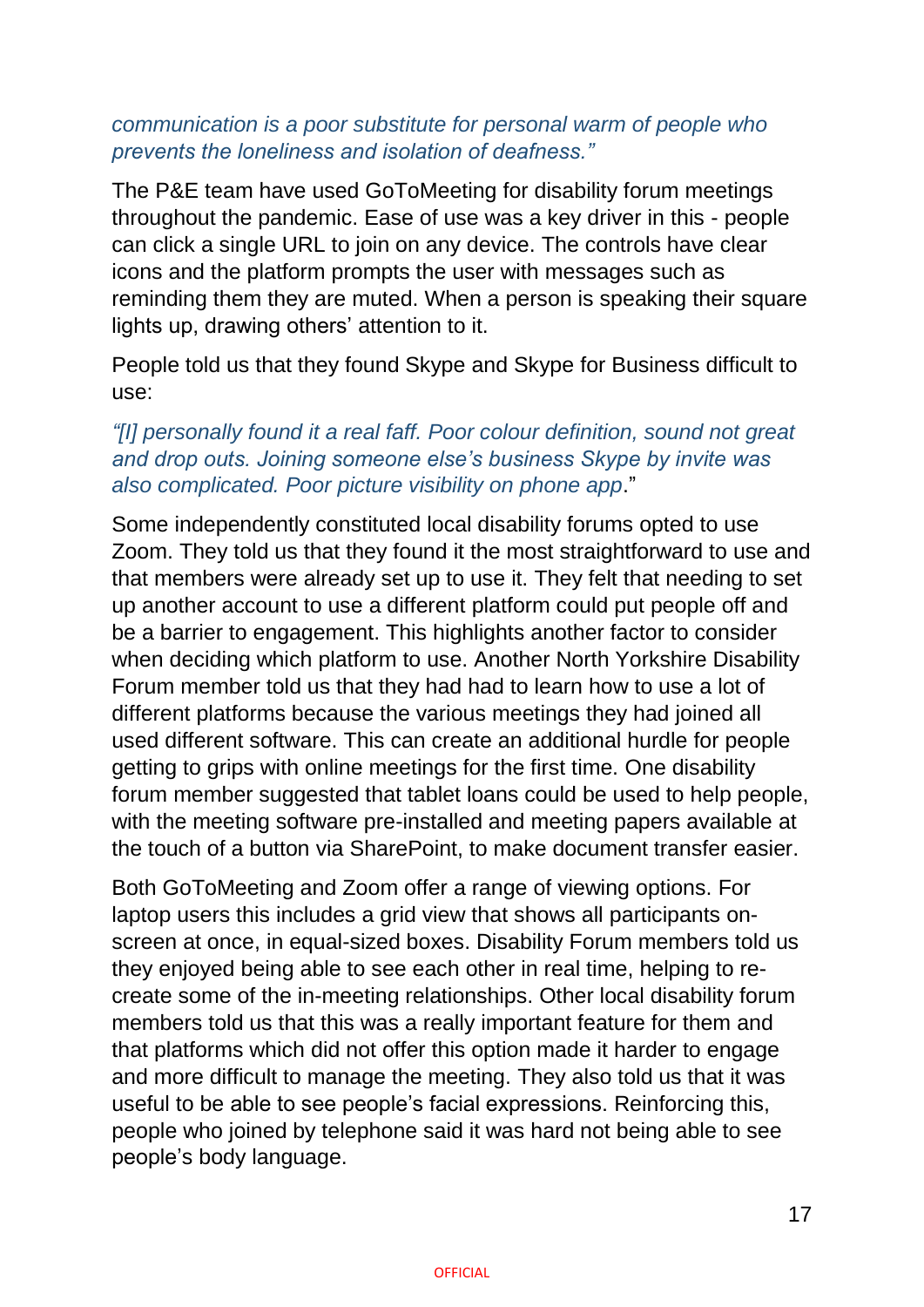*communication is a poor substitute for personal warm of people who prevents the loneliness and isolation of deafness."*

The P&E team have used GoToMeeting for disability forum meetings throughout the pandemic. Ease of use was a key driver in this - people can click a single URL to join on any device. The controls have clear icons and the platform prompts the user with messages such as reminding them they are muted. When a person is speaking their square lights up, drawing others' attention to it.

People told us that they found Skype and Skype for Business difficult to use:

*"[I] personally found it a real faff. Poor colour definition, sound not great and drop outs. Joining someone else's business Skype by invite was also complicated. Poor picture visibility on phone app*."

Some independently constituted local disability forums opted to use Zoom. They told us that they found it the most straightforward to use and that members were already set up to use it. They felt that needing to set up another account to use a different platform could put people off and be a barrier to engagement. This highlights another factor to consider when deciding which platform to use. Another North Yorkshire Disability Forum member told us that they had had to learn how to use a lot of different platforms because the various meetings they had joined all used different software. This can create an additional hurdle for people getting to grips with online meetings for the first time. One disability forum member suggested that tablet loans could be used to help people, with the meeting software pre-installed and meeting papers available at the touch of a button via SharePoint, to make document transfer easier.

Both GoToMeeting and Zoom offer a range of viewing options. For laptop users this includes a grid view that shows all participants on-screen at once, in equal-sized boxes. Disability Forum members told us they enjoyed being able to see each other in real time, helping to re-create some of the in-meeting relationships. Other local disability forum members told us that this was a really important feature for them and that platforms which did not offer this option made it harder to engage and more difficult to manage the meeting. They also told us that it was useful to be able to see people's facial expressions. Reinforcing this, people who joined by telephone said it was hard not being able to see people's body language.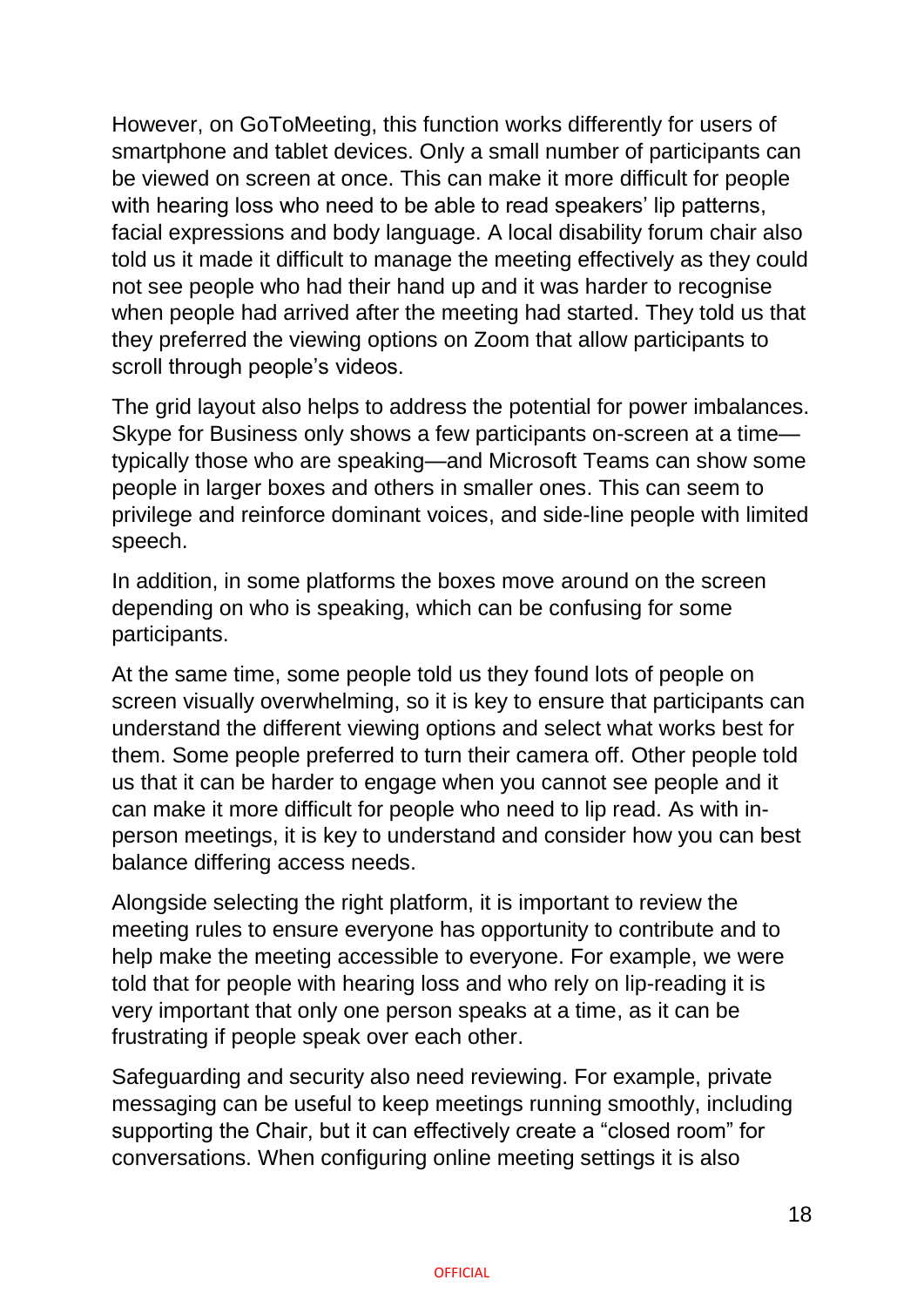However, on GoToMeeting, this function works differently for users of smartphone and tablet devices. Only a small number of participants can be viewed on screen at once. This can make it more difficult for people with hearing loss who need to be able to read speakers' lip patterns, facial expressions and body language. A local disability forum chair also told us it made it difficult to manage the meeting effectively as they could not see people who had their hand up and it was harder to recognise when people had arrived after the meeting had started. They told us that they preferred the viewing options on Zoom that allow participants to scroll through people's videos.

The grid layout also helps to address the potential for power imbalances. Skype for Business only shows a few participants on-screen at a time—typically those who are speaking—and Microsoft Teams can show some people in larger boxes and others in smaller ones. This can seem to privilege and reinforce dominant voices, and side-line people with limited speech.

In addition, in some platforms the boxes move around on the screen depending on who is speaking, which can be confusing for some participants.

At the same time, some people told us they found lots of people on screen visually overwhelming, so it is key to ensure that participants can understand the different viewing options and select what works best for them. Some people preferred to turn their camera off. Other people told us that it can be harder to engage when you cannot see people and it can make it more difficult for people who need to lip read. As with in-person meetings, it is key to understand and consider how you can best balance differing access needs.

Alongside selecting the right platform, it is important to review the meeting rules to ensure everyone has opportunity to contribute and to help make the meeting accessible to everyone. For example, we were told that for people with hearing loss and who rely on lip-reading it is very important that only one person speaks at a time, as it can be frustrating if people speak over each other.

Safeguarding and security also need reviewing. For example, private messaging can be useful to keep meetings running smoothly, including supporting the Chair, but it can effectively create a "closed room" for conversations. When configuring online meeting settings it is also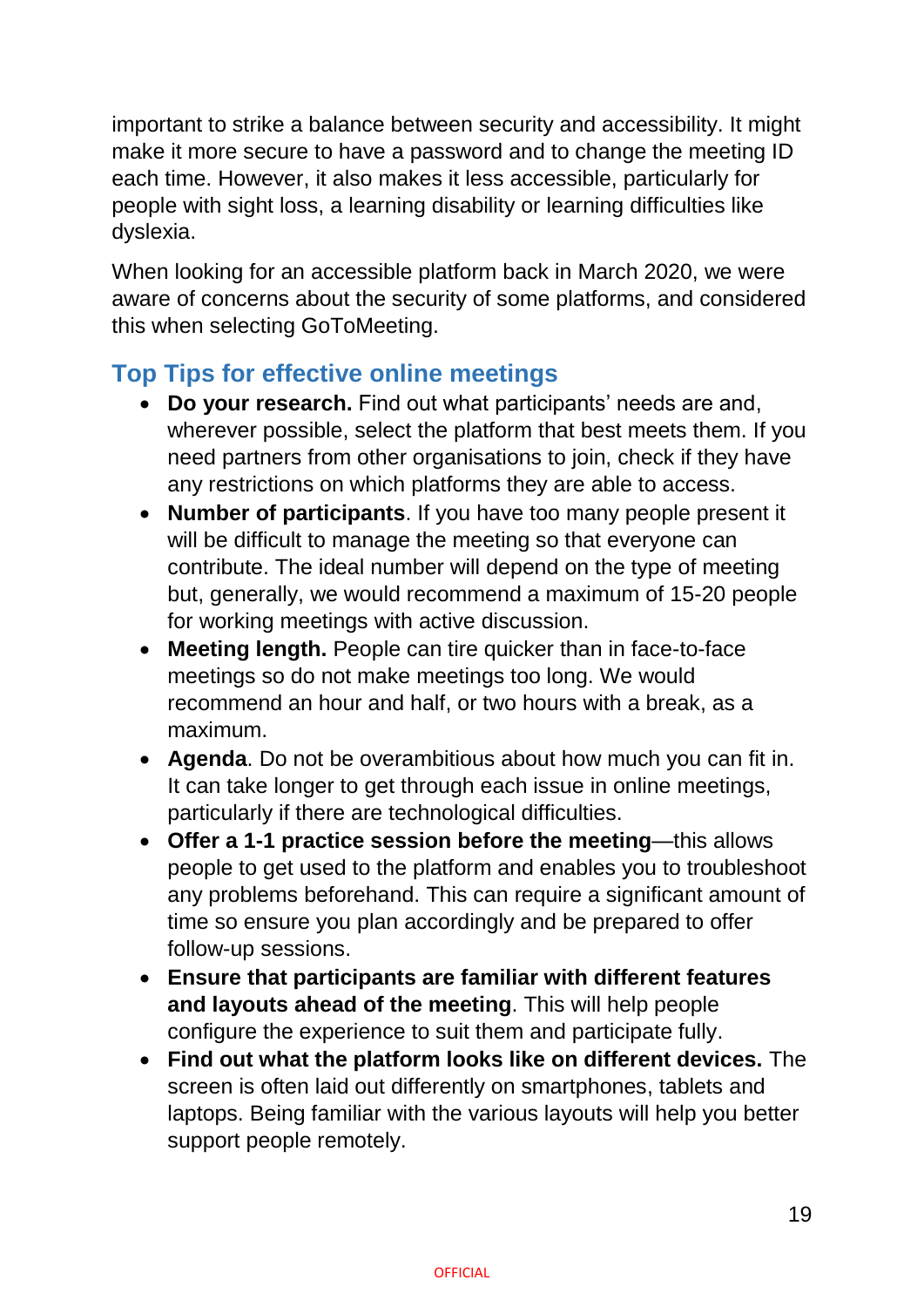important to strike a balance between security and accessibility. It might make it more secure to have a password and to change the meeting ID each time. However, it also makes it less accessible, particularly for people with sight loss, a learning disability or learning difficulties like dyslexia.

When looking for an accessible platform back in March 2020, we were aware of concerns about the security of some platforms, and considered this when selecting GoToMeeting.

## Top Tips for effective online meetings

- **Do your research.** Find out what participants' needs are and, wherever possible, select the platform that best meets them. If you need partners from other organisations to join, check if they have any restrictions on which platforms they are able to access.
- **Number of participants**. If you have too many people present it will be difficult to manage the meeting so that everyone can contribute. The ideal number will depend on the type of meeting but, generally, we would recommend a maximum of 15-20 people for working meetings with active discussion.
- **Meeting length.** People can tire quicker than in face-to-face meetings so do not make meetings too long. We would recommend an hour and half, or two hours with a break, as a maximum.
- **Agenda**. Do not be overambitious about how much you can fit in. It can take longer to get through each issue in online meetings, particularly if there are technological difficulties.
- **Offer a 1-1 practice session before the meeting**—this allows people to get used to the platform and enables you to troubleshoot any problems beforehand. This can require a significant amount of time so ensure you plan accordingly and be prepared to offer follow-up sessions.
- **Ensure that participants are familiar with different features and layouts ahead of the meeting**. This will help people configure the experience to suit them and participate fully.
- **Find out what the platform looks like on different devices.** The screen is often laid out differently on smartphones, tablets and laptops. Being familiar with the various layouts will help you better support people remotely.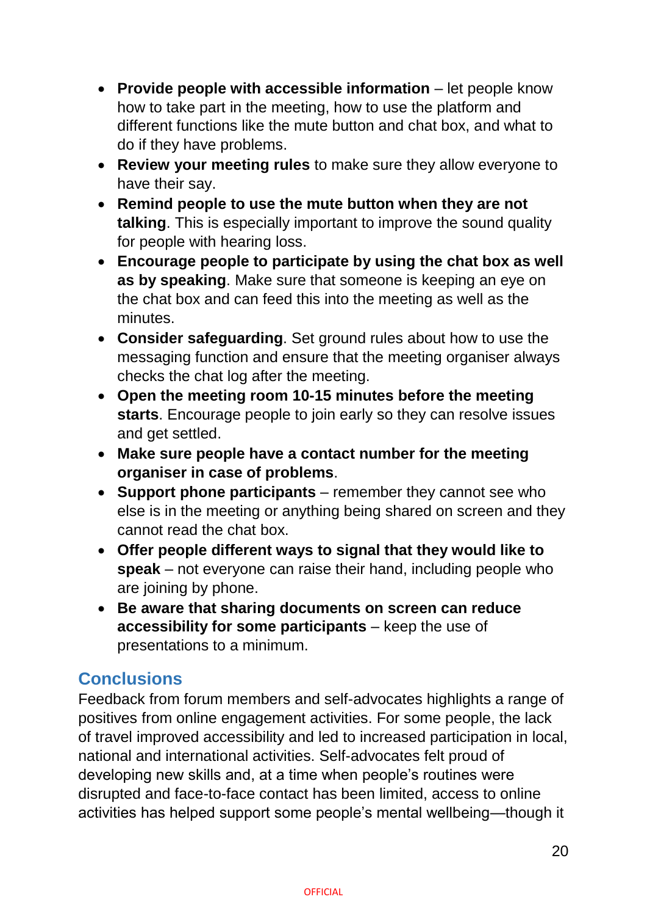- **Provide people with accessible information** – let people know how to take part in the meeting, how to use the platform and different functions like the mute button and chat box, and what to do if they have problems.
- **Review your meeting rules** to make sure they allow everyone to have their say.
- **Remind people to use the mute button when they are not talking**. This is especially important to improve the sound quality for people with hearing loss.
- **Encourage people to participate by using the chat box as well as by speaking**. Make sure that someone is keeping an eye on the chat box and can feed this into the meeting as well as the minutes.
- **Consider safeguarding**. Set ground rules about how to use the messaging function and ensure that the meeting organiser always checks the chat log after the meeting.
- **Open the meeting room 10-15 minutes before the meeting starts**. Encourage people to join early so they can resolve issues and get settled.
- **Make sure people have a contact number for the meeting organiser in case of problems**.
- **Support phone participants** – remember they cannot see who else is in the meeting or anything being shared on screen and they cannot read the chat box.
- **Offer people different ways to signal that they would like to speak** – not everyone can raise their hand, including people who are joining by phone.
- **Be aware that sharing documents on screen can reduce accessibility for some participants** – keep the use of presentations to a minimum.

## Conclusions

Feedback from forum members and self-advocates highlights a range of positives from online engagement activities. For some people, the lack of travel improved accessibility and led to increased participation in local, national and international activities. Self-advocates felt proud of developing new skills and, at a time when people's routines were disrupted and face-to-face contact has been limited, access to online activities has helped support some people's mental wellbeing—though it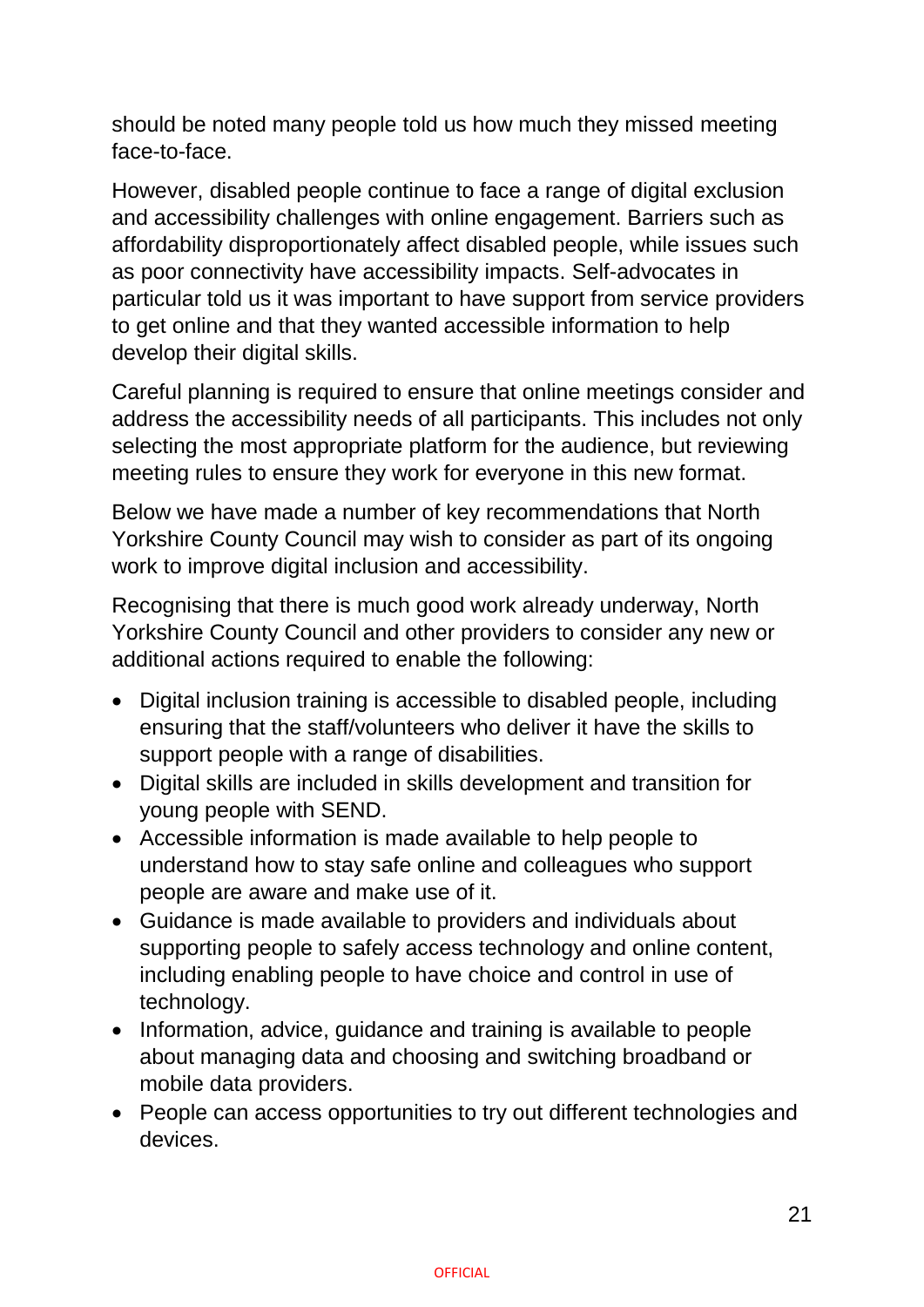should be noted many people told us how much they missed meeting face-to-face.

However, disabled people continue to face a range of digital exclusion and accessibility challenges with online engagement. Barriers such as affordability disproportionately affect disabled people, while issues such as poor connectivity have accessibility impacts. Self-advocates in particular told us it was important to have support from service providers to get online and that they wanted accessible information to help develop their digital skills.

Careful planning is required to ensure that online meetings consider and address the accessibility needs of all participants. This includes not only selecting the most appropriate platform for the audience, but reviewing meeting rules to ensure they work for everyone in this new format.

Below we have made a number of key recommendations that North Yorkshire County Council may wish to consider as part of its ongoing work to improve digital inclusion and accessibility.

Recognising that there is much good work already underway, North Yorkshire County Council and other providers to consider any new or additional actions required to enable the following:

- Digital inclusion training is accessible to disabled people, including ensuring that the staff/volunteers who deliver it have the skills to support people with a range of disabilities.
- Digital skills are included in skills development and transition for young people with SEND.
- Accessible information is made available to help people to understand how to stay safe online and colleagues who support people are aware and make use of it.
- Guidance is made available to providers and individuals about supporting people to safely access technology and online content, including enabling people to have choice and control in use of technology.
- Information, advice, guidance and training is available to people about managing data and choosing and switching broadband or mobile data providers.
- People can access opportunities to try out different technologies and devices.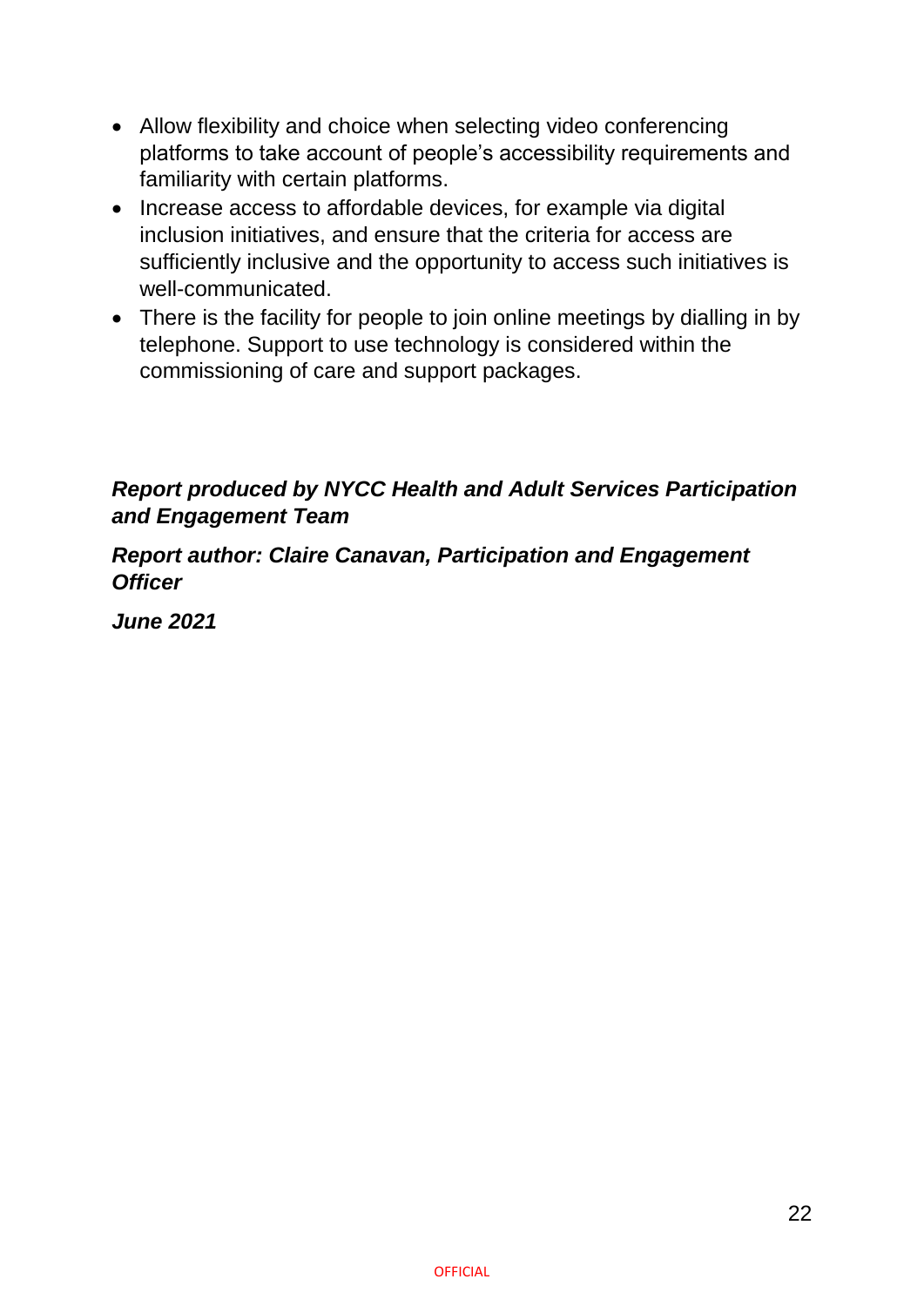- Allow flexibility and choice when selecting video conferencing platforms to take account of people's accessibility requirements and familiarity with certain platforms.
- Increase access to affordable devices, for example via digital inclusion initiatives, and ensure that the criteria for access are sufficiently inclusive and the opportunity to access such initiatives is well-communicated.
- There is the facility for people to join online meetings by dialling in by telephone. Support to use technology is considered within the commissioning of care and support packages.

***Report produced by NYCC Health and Adult Services Participation and Engagement Team***

***Report author: Claire Canavan, Participation and Engagement Officer***

***June 2021***